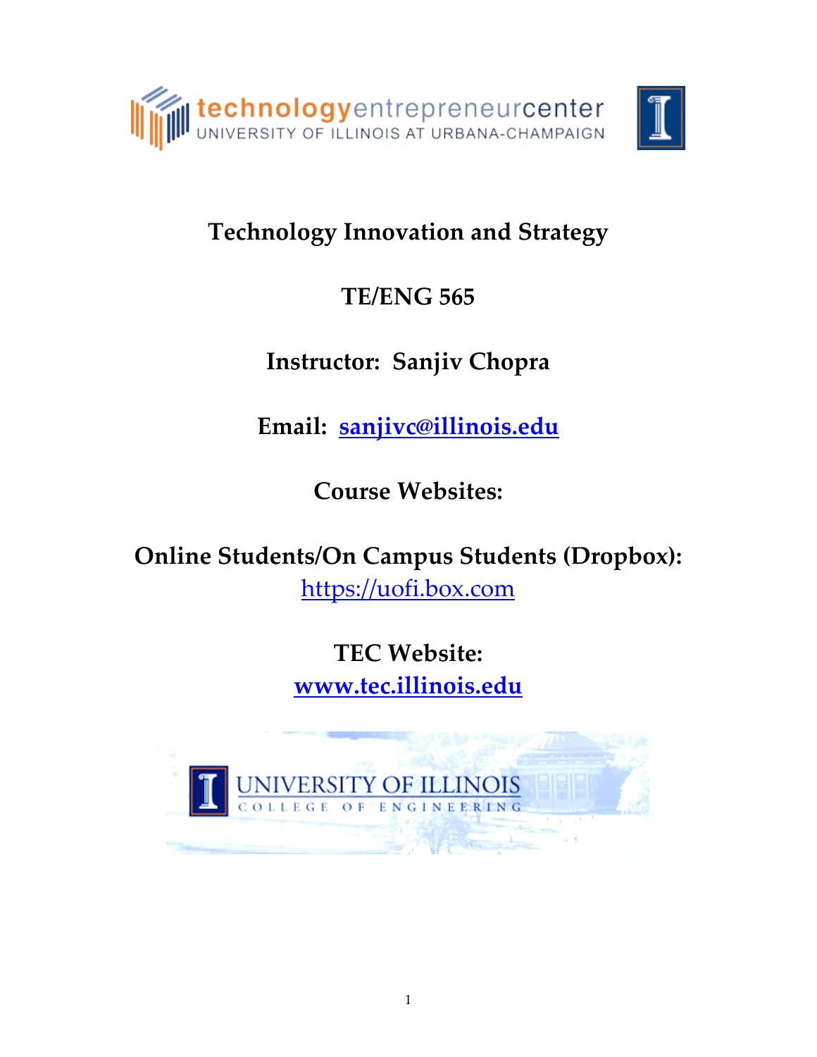# Technology Innovation and Strategy

## TE/ENG 565

**Instructor: Sanjiv Chopra**

**Email: sanjivc@illinois.edu**

**Course Websites:**

**Online Students/On Campus Students (Dropbox):**
https://uofi.box.com

**TEC Website:**
**www.tec.illinois.edu**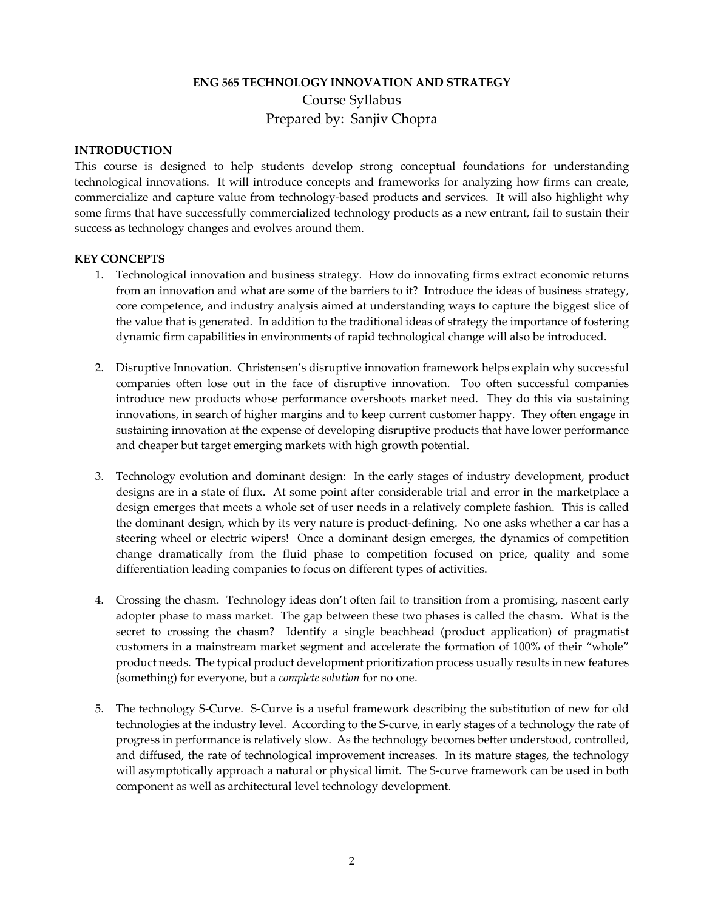**ENG 565 TECHNOLOGY INNOVATION AND STRATEGY**

Course Syllabus

Prepared by: Sanjiv Chopra

**INTRODUCTION**

This course is designed to help students develop strong conceptual foundations for understanding technological innovations. It will introduce concepts and frameworks for analyzing how firms can create, commercialize and capture value from technology-based products and services. It will also highlight why some firms that have successfully commercialized technology products as a new entrant, fail to sustain their success as technology changes and evolves around them.

**KEY CONCEPTS**

1. Technological innovation and business strategy. How do innovating firms extract economic returns from an innovation and what are some of the barriers to it? Introduce the ideas of business strategy, core competence, and industry analysis aimed at understanding ways to capture the biggest slice of the value that is generated. In addition to the traditional ideas of strategy the importance of fostering dynamic firm capabilities in environments of rapid technological change will also be introduced.

2. Disruptive Innovation. Christensen's disruptive innovation framework helps explain why successful companies often lose out in the face of disruptive innovation. Too often successful companies introduce new products whose performance overshoots market need. They do this via sustaining innovations, in search of higher margins and to keep current customer happy. They often engage in sustaining innovation at the expense of developing disruptive products that have lower performance and cheaper but target emerging markets with high growth potential.

3. Technology evolution and dominant design: In the early stages of industry development, product designs are in a state of flux. At some point after considerable trial and error in the marketplace a design emerges that meets a whole set of user needs in a relatively complete fashion. This is called the dominant design, which by its very nature is product-defining. No one asks whether a car has a steering wheel or electric wipers! Once a dominant design emerges, the dynamics of competition change dramatically from the fluid phase to competition focused on price, quality and some differentiation leading companies to focus on different types of activities.

4. Crossing the chasm. Technology ideas don't often fail to transition from a promising, nascent early adopter phase to mass market. The gap between these two phases is called the chasm. What is the secret to crossing the chasm? Identify a single beachhead (product application) of pragmatist customers in a mainstream market segment and accelerate the formation of 100% of their "whole" product needs. The typical product development prioritization process usually results in new features (something) for everyone, but a *complete solution* for no one.

5. The technology S-Curve. S-Curve is a useful framework describing the substitution of new for old technologies at the industry level. According to the S-curve, in early stages of a technology the rate of progress in performance is relatively slow. As the technology becomes better understood, controlled, and diffused, the rate of technological improvement increases. In its mature stages, the technology will asymptotically approach a natural or physical limit. The S-curve framework can be used in both component as well as architectural level technology development.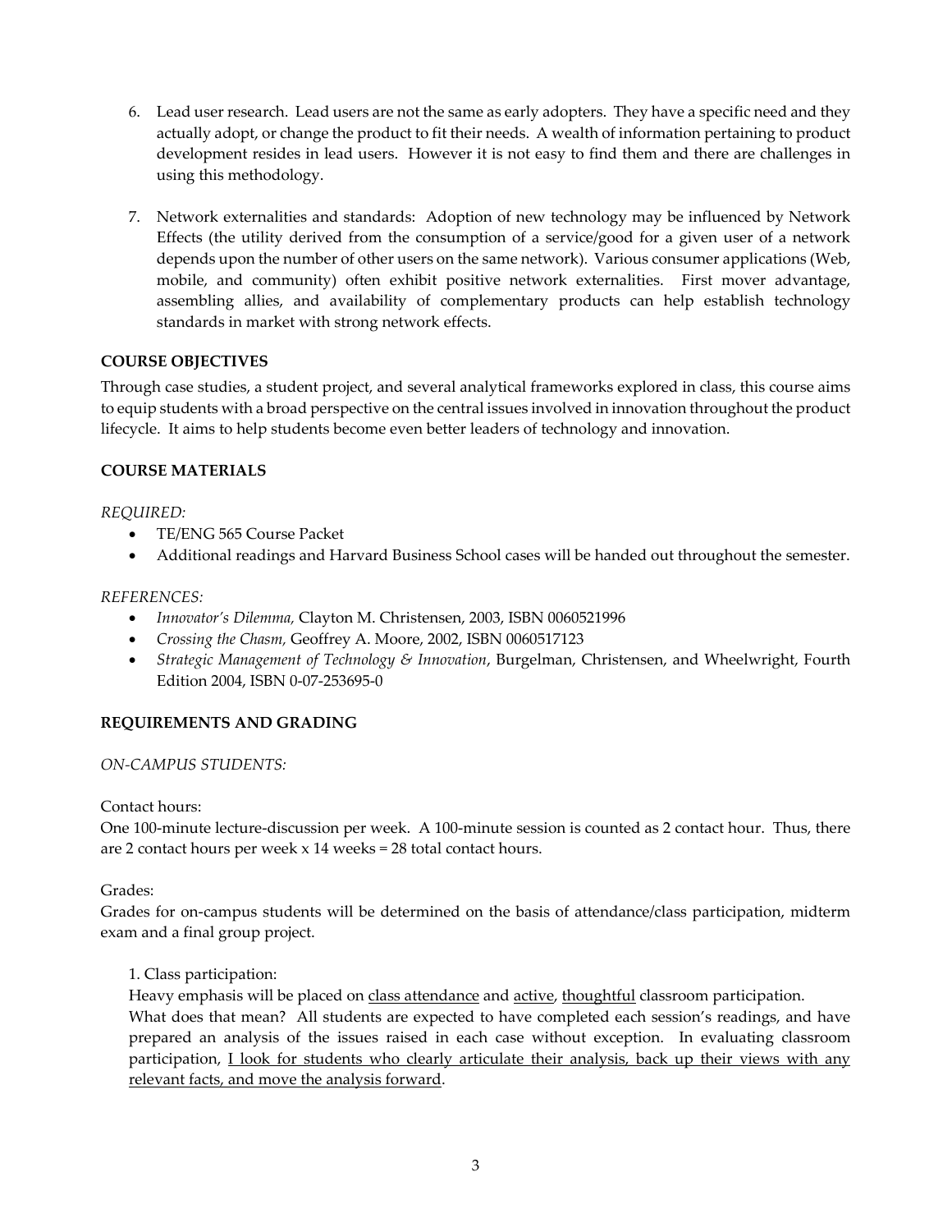6. Lead user research. Lead users are not the same as early adopters. They have a specific need and they actually adopt, or change the product to fit their needs. A wealth of information pertaining to product development resides in lead users. However it is not easy to find them and there are challenges in using this methodology.

7. Network externalities and standards: Adoption of new technology may be influenced by Network Effects (the utility derived from the consumption of a service/good for a given user of a network depends upon the number of other users on the same network). Various consumer applications (Web, mobile, and community) often exhibit positive network externalities. First mover advantage, assembling allies, and availability of complementary products can help establish technology standards in market with strong network effects.

**COURSE OBJECTIVES**

Through case studies, a student project, and several analytical frameworks explored in class, this course aims to equip students with a broad perspective on the central issues involved in innovation throughout the product lifecycle. It aims to help students become even better leaders of technology and innovation.

**COURSE MATERIALS**

*REQUIRED:*

- TE/ENG 565 Course Packet
- Additional readings and Harvard Business School cases will be handed out throughout the semester.

*REFERENCES:*

- *Innovator's Dilemma,* Clayton M. Christensen, 2003, ISBN 0060521996
- *Crossing the Chasm,* Geoffrey A. Moore, 2002, ISBN 0060517123
- *Strategic Management of Technology & Innovation*, Burgelman, Christensen, and Wheelwright, Fourth Edition 2004, ISBN 0-07-253695-0

**REQUIREMENTS AND GRADING**

*ON-CAMPUS STUDENTS:*

Contact hours:
One 100-minute lecture-discussion per week. A 100-minute session is counted as 2 contact hour. Thus, there are 2 contact hours per week x 14 weeks = 28 total contact hours.

Grades:
Grades for on-campus students will be determined on the basis of attendance/class participation, midterm exam and a final group project.

1. Class participation:
Heavy emphasis will be placed on <u>class attendance</u> and <u>active</u>, <u>thoughtful</u> classroom participation.
What does that mean? All students are expected to have completed each session's readings, and have prepared an analysis of the issues raised in each case without exception. In evaluating classroom participation, <u>I look for students who clearly articulate their analysis, back up their views with any relevant facts, and move the analysis forward</u>.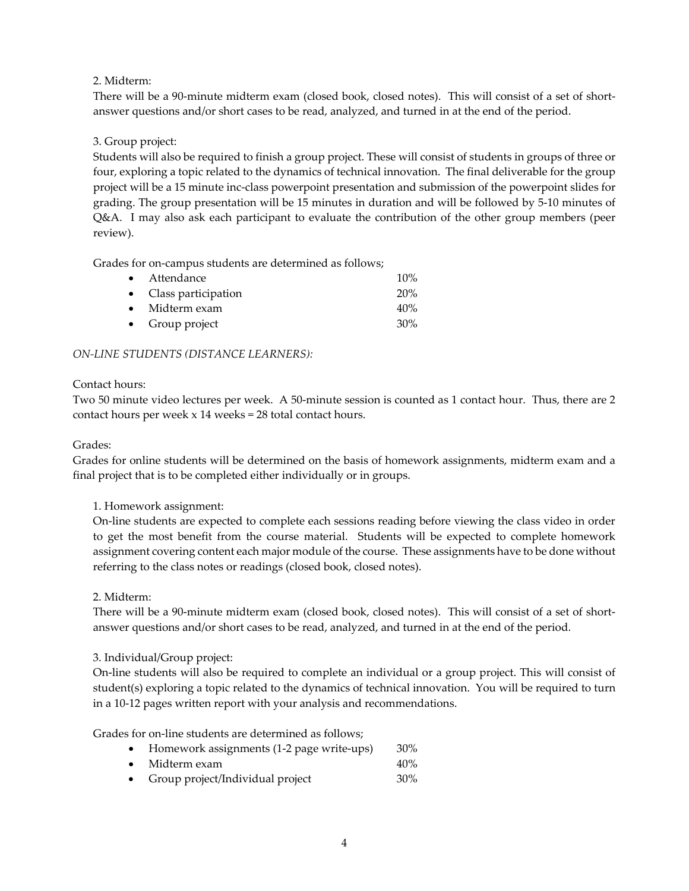2. Midterm:

There will be a 90-minute midterm exam (closed book, closed notes). This will consist of a set of short-answer questions and/or short cases to be read, analyzed, and turned in at the end of the period.

3. Group project:

Students will also be required to finish a group project. These will consist of students in groups of three or four, exploring a topic related to the dynamics of technical innovation. The final deliverable for the group project will be a 15 minute inc-class powerpoint presentation and submission of the powerpoint slides for grading. The group presentation will be 15 minutes in duration and will be followed by 5-10 minutes of Q&A. I may also ask each participant to evaluate the contribution of the other group members (peer review).

Grades for on-campus students are determined as follows;

- Attendance 10%
- Class participation 20%
- Midterm exam 40%
- Group project 30%

*ON-LINE STUDENTS (DISTANCE LEARNERS):*

Contact hours:

Two 50 minute video lectures per week. A 50-minute session is counted as 1 contact hour. Thus, there are 2 contact hours per week x 14 weeks = 28 total contact hours.

Grades:

Grades for online students will be determined on the basis of homework assignments, midterm exam and a final project that is to be completed either individually or in groups.

1. Homework assignment:

On-line students are expected to complete each sessions reading before viewing the class video in order to get the most benefit from the course material. Students will be expected to complete homework assignment covering content each major module of the course. These assignments have to be done without referring to the class notes or readings (closed book, closed notes).

2. Midterm:

There will be a 90-minute midterm exam (closed book, closed notes). This will consist of a set of short-answer questions and/or short cases to be read, analyzed, and turned in at the end of the period.

3. Individual/Group project:

On-line students will also be required to complete an individual or a group project. This will consist of student(s) exploring a topic related to the dynamics of technical innovation. You will be required to turn in a 10-12 pages written report with your analysis and recommendations.

Grades for on-line students are determined as follows;

- Homework assignments (1-2 page write-ups) 30%
- Midterm exam 40%
- Group project/Individual project 30%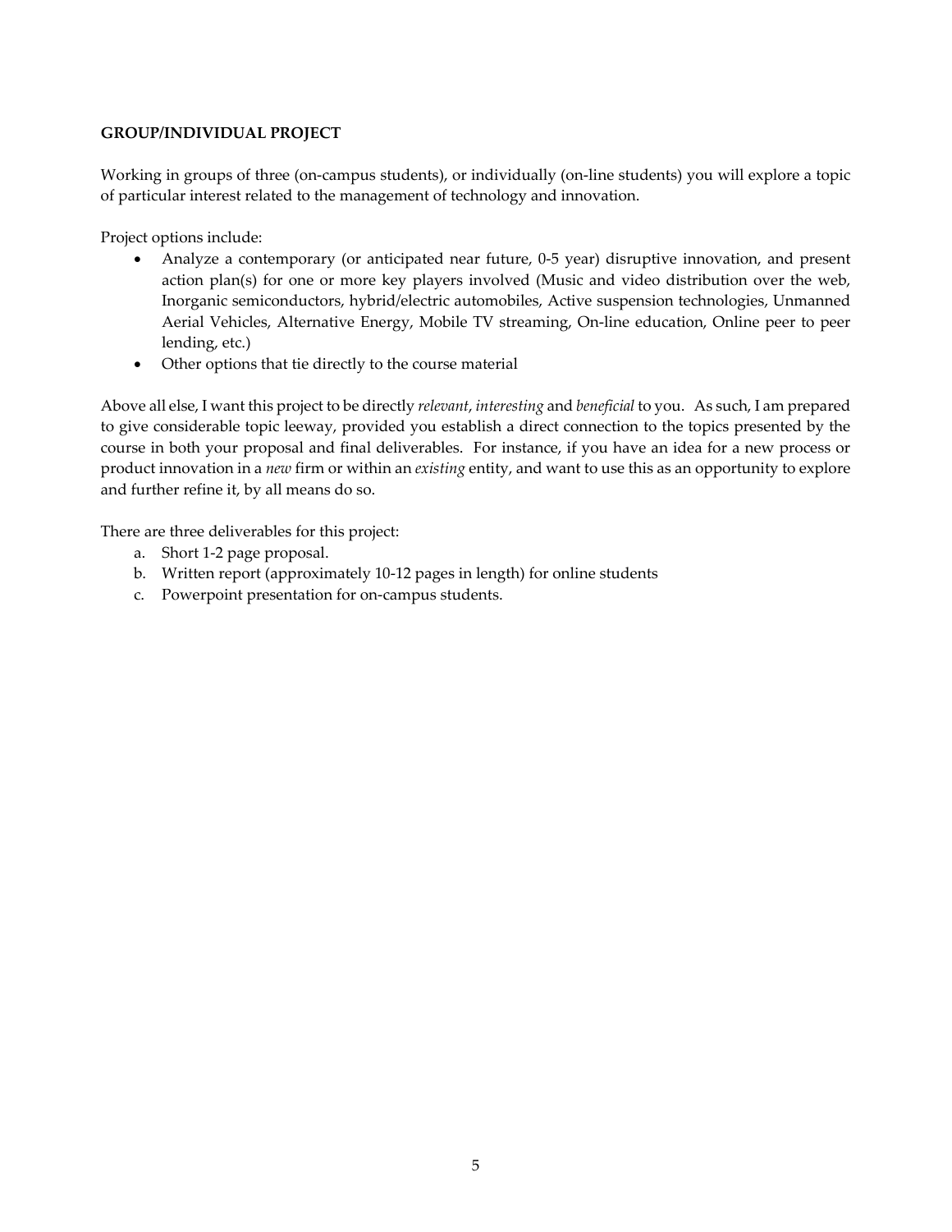**GROUP/INDIVIDUAL PROJECT**

Working in groups of three (on-campus students), or individually (on-line students) you will explore a topic of particular interest related to the management of technology and innovation.

Project options include:

- Analyze a contemporary (or anticipated near future, 0-5 year) disruptive innovation, and present action plan(s) for one or more key players involved (Music and video distribution over the web, Inorganic semiconductors, hybrid/electric automobiles, Active suspension technologies, Unmanned Aerial Vehicles, Alternative Energy, Mobile TV streaming, On-line education, Online peer to peer lending, etc.)
- Other options that tie directly to the course material

Above all else, I want this project to be directly *relevant*, *interesting* and *beneficial* to you. As such, I am prepared to give considerable topic leeway, provided you establish a direct connection to the topics presented by the course in both your proposal and final deliverables. For instance, if you have an idea for a new process or product innovation in a *new* firm or within an *existing* entity, and want to use this as an opportunity to explore and further refine it, by all means do so.

There are three deliverables for this project:

a. Short 1-2 page proposal.
b. Written report (approximately 10-12 pages in length) for online students
c. Powerpoint presentation for on-campus students.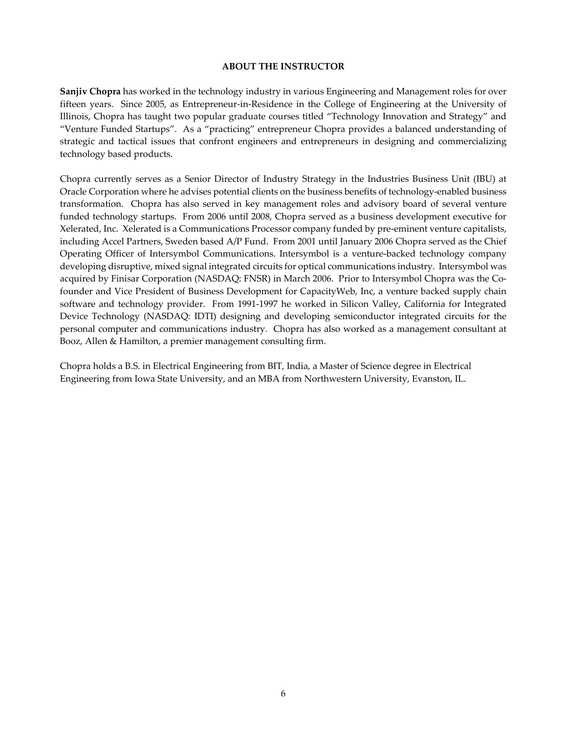## ABOUT THE INSTRUCTOR

**Sanjiv Chopra** has worked in the technology industry in various Engineering and Management roles for over fifteen years. Since 2005, as Entrepreneur-in-Residence in the College of Engineering at the University of Illinois, Chopra has taught two popular graduate courses titled "Technology Innovation and Strategy" and "Venture Funded Startups". As a "practicing" entrepreneur Chopra provides a balanced understanding of strategic and tactical issues that confront engineers and entrepreneurs in designing and commercializing technology based products.

Chopra currently serves as a Senior Director of Industry Strategy in the Industries Business Unit (IBU) at Oracle Corporation where he advises potential clients on the business benefits of technology-enabled business transformation. Chopra has also served in key management roles and advisory board of several venture funded technology startups. From 2006 until 2008, Chopra served as a business development executive for Xelerated, Inc. Xelerated is a Communications Processor company funded by pre-eminent venture capitalists, including Accel Partners, Sweden based A/P Fund. From 2001 until January 2006 Chopra served as the Chief Operating Officer of Intersymbol Communications. Intersymbol is a venture-backed technology company developing disruptive, mixed signal integrated circuits for optical communications industry. Intersymbol was acquired by Finisar Corporation (NASDAQ: FNSR) in March 2006. Prior to Intersymbol Chopra was the Co-founder and Vice President of Business Development for CapacityWeb, Inc, a venture backed supply chain software and technology provider. From 1991-1997 he worked in Silicon Valley, California for Integrated Device Technology (NASDAQ: IDTI) designing and developing semiconductor integrated circuits for the personal computer and communications industry. Chopra has also worked as a management consultant at Booz, Allen & Hamilton, a premier management consulting firm.

Chopra holds a B.S. in Electrical Engineering from BIT, India, a Master of Science degree in Electrical Engineering from Iowa State University, and an MBA from Northwestern University, Evanston, IL.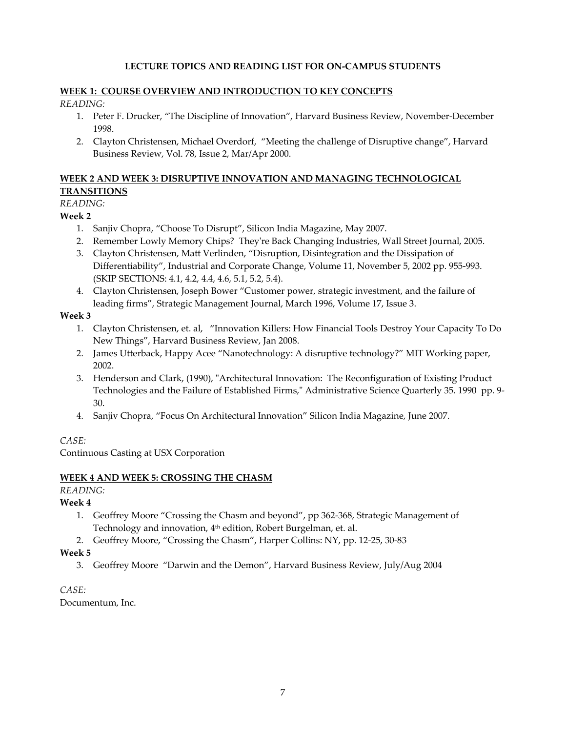## LECTURE TOPICS AND READING LIST FOR ON-CAMPUS STUDENTS

### WEEK 1: COURSE OVERVIEW AND INTRODUCTION TO KEY CONCEPTS

*READING:*

1. Peter F. Drucker, "The Discipline of Innovation", Harvard Business Review, November-December 1998.
2. Clayton Christensen, Michael Overdorf, "Meeting the challenge of Disruptive change", Harvard Business Review, Vol. 78, Issue 2, Mar/Apr 2000.

### WEEK 2 AND WEEK 3: DISRUPTIVE INNOVATION AND MANAGING TECHNOLOGICAL TRANSITIONS

*READING:*

**Week 2**

1. Sanjiv Chopra, "Choose To Disrupt", Silicon India Magazine, May 2007.
2. Remember Lowly Memory Chips? They're Back Changing Industries, Wall Street Journal, 2005.
3. Clayton Christensen, Matt Verlinden, "Disruption, Disintegration and the Dissipation of Differentiability", Industrial and Corporate Change, Volume 11, November 5, 2002 pp. 955-993. (SKIP SECTIONS: 4.1, 4.2, 4.4, 4.6, 5.1, 5.2, 5.4).
4. Clayton Christensen, Joseph Bower "Customer power, strategic investment, and the failure of leading firms", Strategic Management Journal, March 1996, Volume 17, Issue 3.

**Week 3**

1. Clayton Christensen, et. al, "Innovation Killers: How Financial Tools Destroy Your Capacity To Do New Things", Harvard Business Review, Jan 2008.
2. James Utterback, Happy Acee "Nanotechnology: A disruptive technology?" MIT Working paper, 2002.
3. Henderson and Clark, (1990), "Architectural Innovation: The Reconfiguration of Existing Product Technologies and the Failure of Established Firms," Administrative Science Quarterly 35. 1990 pp. 9-30.
4. Sanjiv Chopra, "Focus On Architectural Innovation" Silicon India Magazine, June 2007.

*CASE:*

Continuous Casting at USX Corporation

### WEEK 4 AND WEEK 5: CROSSING THE CHASM

*READING:*

**Week 4**

1. Geoffrey Moore "Crossing the Chasm and beyond", pp 362-368, Strategic Management of Technology and innovation, 4th edition, Robert Burgelman, et. al.
2. Geoffrey Moore, "Crossing the Chasm", Harper Collins: NY, pp. 12-25, 30-83

**Week 5**

3. Geoffrey Moore "Darwin and the Demon", Harvard Business Review, July/Aug 2004

*CASE:*

Documentum, Inc.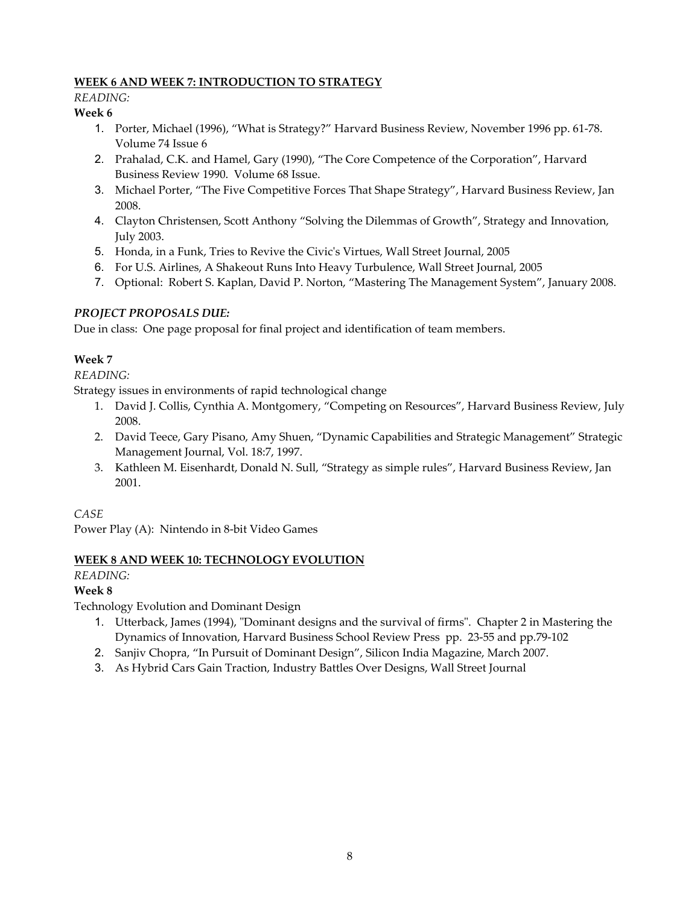## WEEK 6 AND WEEK 7: INTRODUCTION TO STRATEGY

*READING:*

**Week 6**

1. Porter, Michael (1996), "What is Strategy?" Harvard Business Review, November 1996 pp. 61-78. Volume 74 Issue 6
2. Prahalad, C.K. and Hamel, Gary (1990), "The Core Competence of the Corporation", Harvard Business Review 1990. Volume 68 Issue.
3. Michael Porter, "The Five Competitive Forces That Shape Strategy", Harvard Business Review, Jan 2008.
4. Clayton Christensen, Scott Anthony "Solving the Dilemmas of Growth", Strategy and Innovation, July 2003.
5. Honda, in a Funk, Tries to Revive the Civic's Virtues, Wall Street Journal, 2005
6. For U.S. Airlines, A Shakeout Runs Into Heavy Turbulence, Wall Street Journal, 2005
7. Optional: Robert S. Kaplan, David P. Norton, "Mastering The Management System", January 2008.

***PROJECT PROPOSALS DUE:***

Due in class: One page proposal for final project and identification of team members.

**Week 7**

*READING:*

Strategy issues in environments of rapid technological change

1. David J. Collis, Cynthia A. Montgomery, "Competing on Resources", Harvard Business Review, July 2008.
2. David Teece, Gary Pisano, Amy Shuen, "Dynamic Capabilities and Strategic Management" Strategic Management Journal, Vol. 18:7, 1997.
3. Kathleen M. Eisenhardt, Donald N. Sull, "Strategy as simple rules", Harvard Business Review, Jan 2001.

*CASE*

Power Play (A): Nintendo in 8-bit Video Games

## WEEK 8 AND WEEK 10: TECHNOLOGY EVOLUTION

*READING:*

**Week 8**

Technology Evolution and Dominant Design

1. Utterback, James (1994), "Dominant designs and the survival of firms". Chapter 2 in Mastering the Dynamics of Innovation, Harvard Business School Review Press pp. 23-55 and pp.79-102
2. Sanjiv Chopra, "In Pursuit of Dominant Design", Silicon India Magazine, March 2007.
3. As Hybrid Cars Gain Traction, Industry Battles Over Designs, Wall Street Journal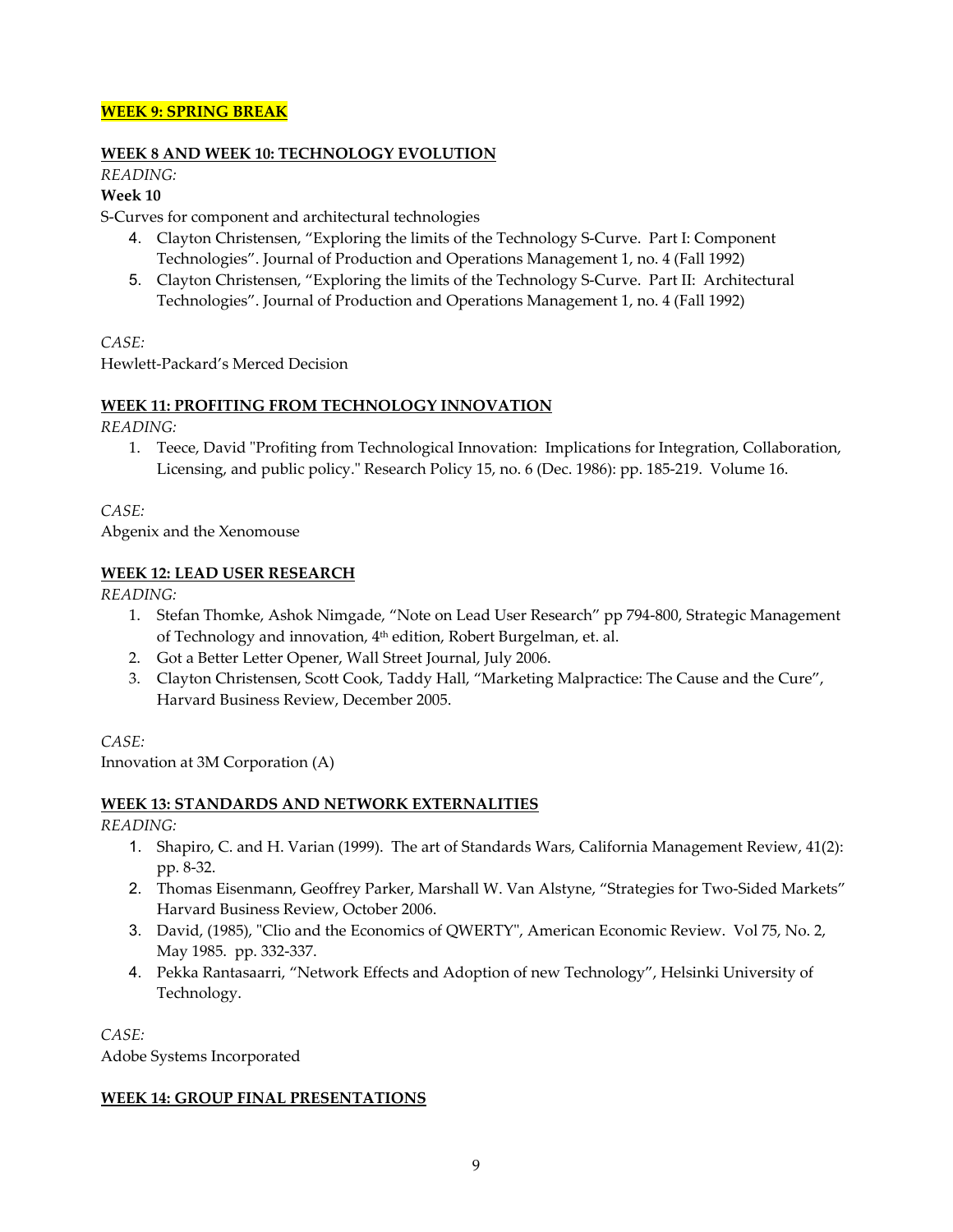**WEEK 9: SPRING BREAK**

**WEEK 8 AND WEEK 10: TECHNOLOGY EVOLUTION**

*READING:*

**Week 10**

S-Curves for component and architectural technologies

4. Clayton Christensen, "Exploring the limits of the Technology S-Curve. Part I: Component Technologies". Journal of Production and Operations Management 1, no. 4 (Fall 1992)
5. Clayton Christensen, "Exploring the limits of the Technology S-Curve. Part II: Architectural Technologies". Journal of Production and Operations Management 1, no. 4 (Fall 1992)

*CASE:*

Hewlett-Packard's Merced Decision

**WEEK 11: PROFITING FROM TECHNOLOGY INNOVATION**

*READING:*

1. Teece, David "Profiting from Technological Innovation: Implications for Integration, Collaboration, Licensing, and public policy." Research Policy 15, no. 6 (Dec. 1986): pp. 185-219. Volume 16.

*CASE:*

Abgenix and the Xenomouse

**WEEK 12: LEAD USER RESEARCH**

*READING:*

1. Stefan Thomke, Ashok Nimgade, "Note on Lead User Research" pp 794-800, Strategic Management of Technology and innovation, 4th edition, Robert Burgelman, et. al.
2. Got a Better Letter Opener, Wall Street Journal, July 2006.
3. Clayton Christensen, Scott Cook, Taddy Hall, "Marketing Malpractice: The Cause and the Cure", Harvard Business Review, December 2005.

*CASE:*

Innovation at 3M Corporation (A)

**WEEK 13: STANDARDS AND NETWORK EXTERNALITIES**

*READING:*

1. Shapiro, C. and H. Varian (1999). The art of Standards Wars, California Management Review, 41(2): pp. 8-32.
2. Thomas Eisenmann, Geoffrey Parker, Marshall W. Van Alstyne, "Strategies for Two-Sided Markets" Harvard Business Review, October 2006.
3. David, (1985), "Clio and the Economics of QWERTY", American Economic Review. Vol 75, No. 2, May 1985. pp. 332-337.
4. Pekka Rantasaarri, "Network Effects and Adoption of new Technology", Helsinki University of Technology.

*CASE:*

Adobe Systems Incorporated

**WEEK 14: GROUP FINAL PRESENTATIONS**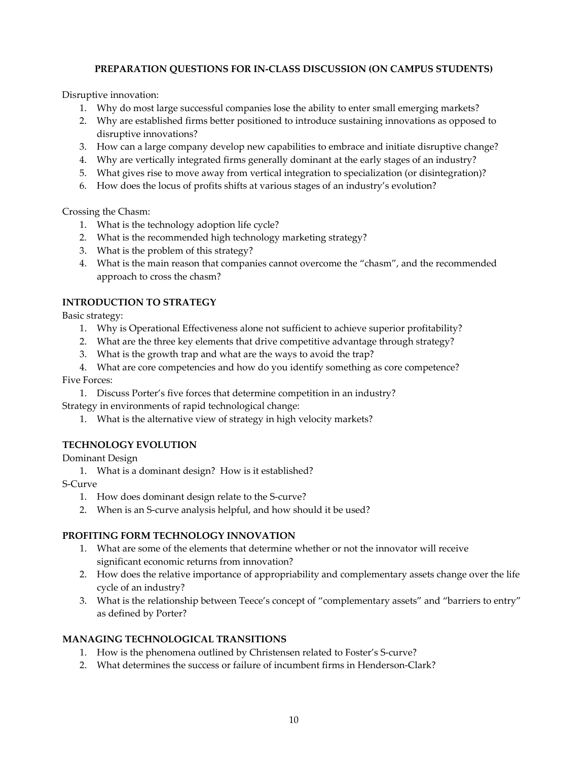**PREPARATION QUESTIONS FOR IN-CLASS DISCUSSION (ON CAMPUS STUDENTS)**

Disruptive innovation:

1. Why do most large successful companies lose the ability to enter small emerging markets?
2. Why are established firms better positioned to introduce sustaining innovations as opposed to disruptive innovations?
3. How can a large company develop new capabilities to embrace and initiate disruptive change?
4. Why are vertically integrated firms generally dominant at the early stages of an industry?
5. What gives rise to move away from vertical integration to specialization (or disintegration)?
6. How does the locus of profits shifts at various stages of an industry's evolution?

Crossing the Chasm:

1. What is the technology adoption life cycle?
2. What is the recommended high technology marketing strategy?
3. What is the problem of this strategy?
4. What is the main reason that companies cannot overcome the "chasm", and the recommended approach to cross the chasm?

**INTRODUCTION TO STRATEGY**

Basic strategy:

1. Why is Operational Effectiveness alone not sufficient to achieve superior profitability?
2. What are the three key elements that drive competitive advantage through strategy?
3. What is the growth trap and what are the ways to avoid the trap?
4. What are core competencies and how do you identify something as core competence?

Five Forces:

1. Discuss Porter's five forces that determine competition in an industry?

Strategy in environments of rapid technological change:

1. What is the alternative view of strategy in high velocity markets?

**TECHNOLOGY EVOLUTION**

Dominant Design

1. What is a dominant design? How is it established?

S-Curve

1. How does dominant design relate to the S-curve?
2. When is an S-curve analysis helpful, and how should it be used?

**PROFITING FORM TECHNOLOGY INNOVATION**

1. What are some of the elements that determine whether or not the innovator will receive significant economic returns from innovation?
2. How does the relative importance of appropriability and complementary assets change over the life cycle of an industry?
3. What is the relationship between Teece's concept of "complementary assets" and "barriers to entry" as defined by Porter?

**MANAGING TECHNOLOGICAL TRANSITIONS**

1. How is the phenomena outlined by Christensen related to Foster's S-curve?
2. What determines the success or failure of incumbent firms in Henderson-Clark?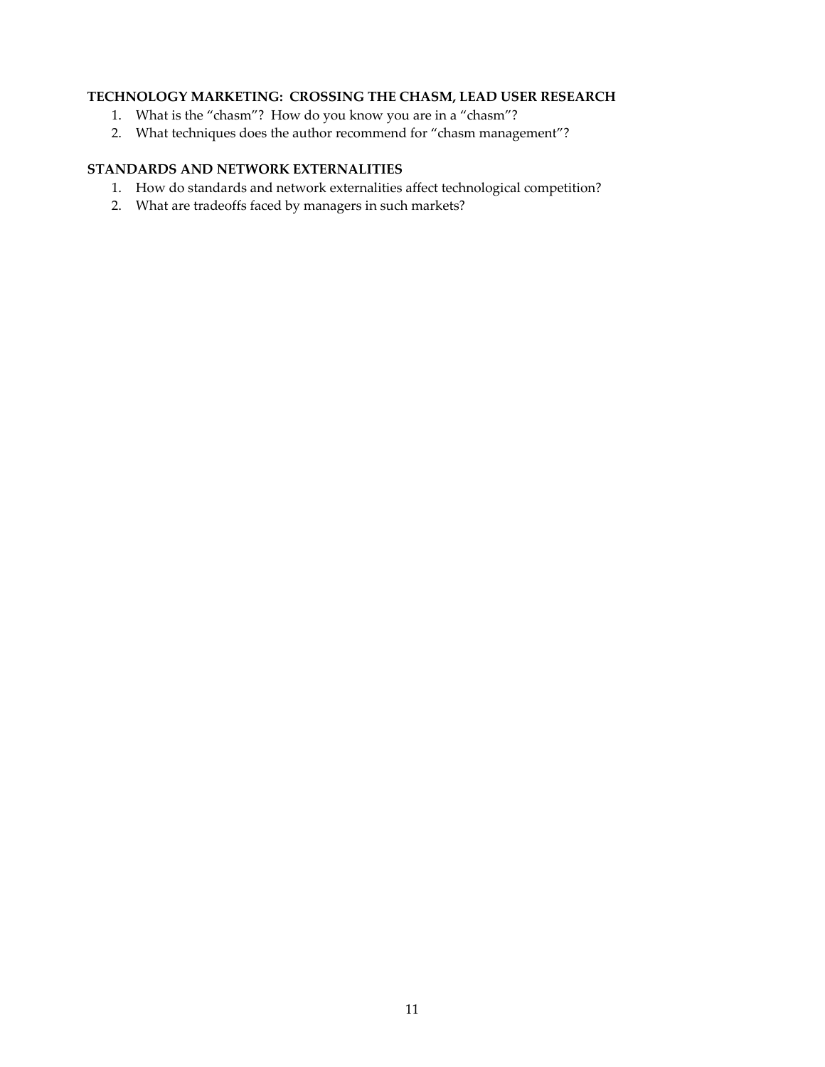### TECHNOLOGY MARKETING: CROSSING THE CHASM, LEAD USER RESEARCH

1. What is the “chasm”? How do you know you are in a “chasm”?
2. What techniques does the author recommend for “chasm management”?

### STANDARDS AND NETWORK EXTERNALITIES

1. How do standards and network externalities affect technological competition?
2. What are tradeoffs faced by managers in such markets?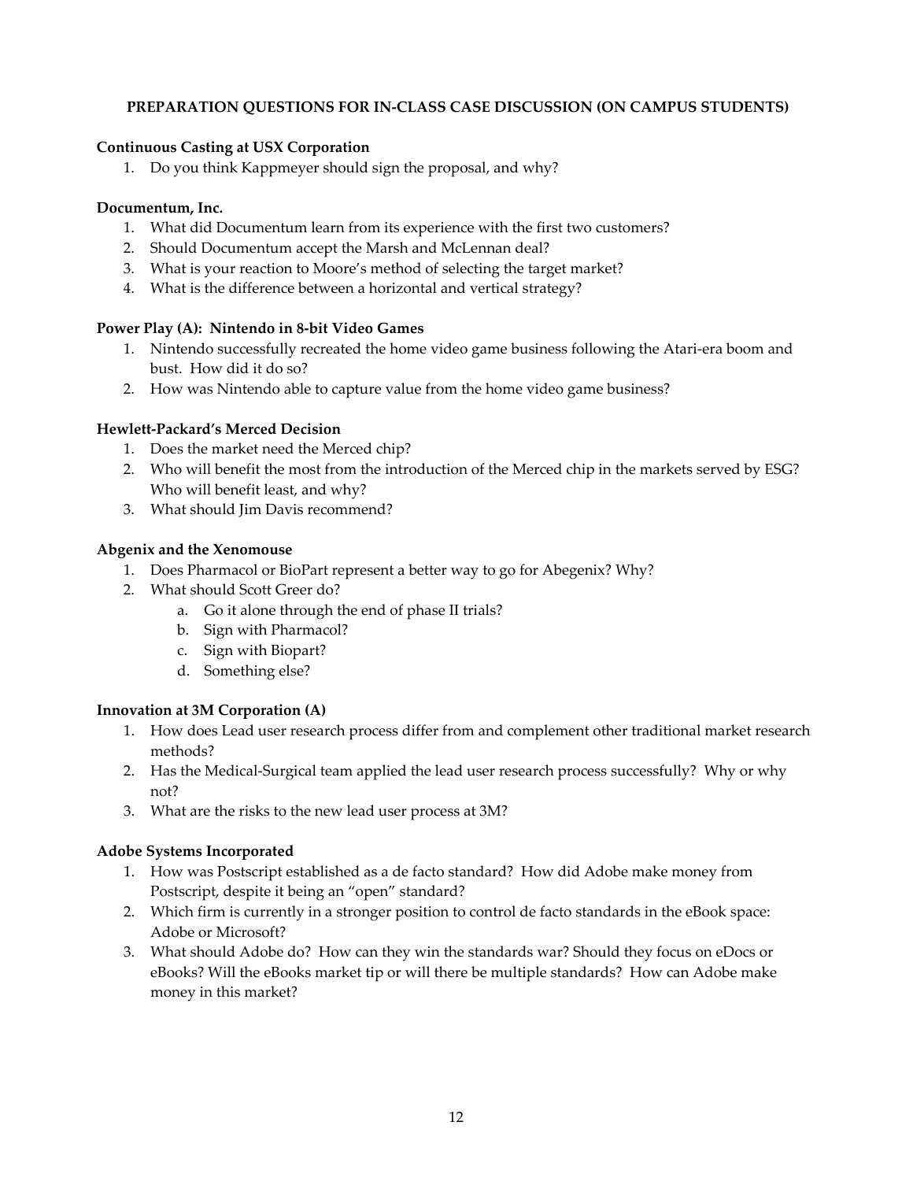**PREPARATION QUESTIONS FOR IN-CLASS CASE DISCUSSION (ON CAMPUS STUDENTS)**

**Continuous Casting at USX Corporation**

1. Do you think Kappmeyer should sign the proposal, and why?

**Documentum, Inc.**

1. What did Documentum learn from its experience with the first two customers?
2. Should Documentum accept the Marsh and McLennan deal?
3. What is your reaction to Moore's method of selecting the target market?
4. What is the difference between a horizontal and vertical strategy?

**Power Play (A): Nintendo in 8-bit Video Games**

1. Nintendo successfully recreated the home video game business following the Atari-era boom and bust. How did it do so?
2. How was Nintendo able to capture value from the home video game business?

**Hewlett-Packard's Merced Decision**

1. Does the market need the Merced chip?
2. Who will benefit the most from the introduction of the Merced chip in the markets served by ESG? Who will benefit least, and why?
3. What should Jim Davis recommend?

**Abgenix and the Xenomouse**

1. Does Pharmacol or BioPart represent a better way to go for Abegenix? Why?
2. What should Scott Greer do?
   a. Go it alone through the end of phase II trials?
   b. Sign with Pharmacol?
   c. Sign with Biopart?
   d. Something else?

**Innovation at 3M Corporation (A)**

1. How does Lead user research process differ from and complement other traditional market research methods?
2. Has the Medical-Surgical team applied the lead user research process successfully? Why or why not?
3. What are the risks to the new lead user process at 3M?

**Adobe Systems Incorporated**

1. How was Postscript established as a de facto standard? How did Adobe make money from Postscript, despite it being an "open" standard?
2. Which firm is currently in a stronger position to control de facto standards in the eBook space: Adobe or Microsoft?
3. What should Adobe do? How can they win the standards war? Should they focus on eDocs or eBooks? Will the eBooks market tip or will there be multiple standards? How can Adobe make money in this market?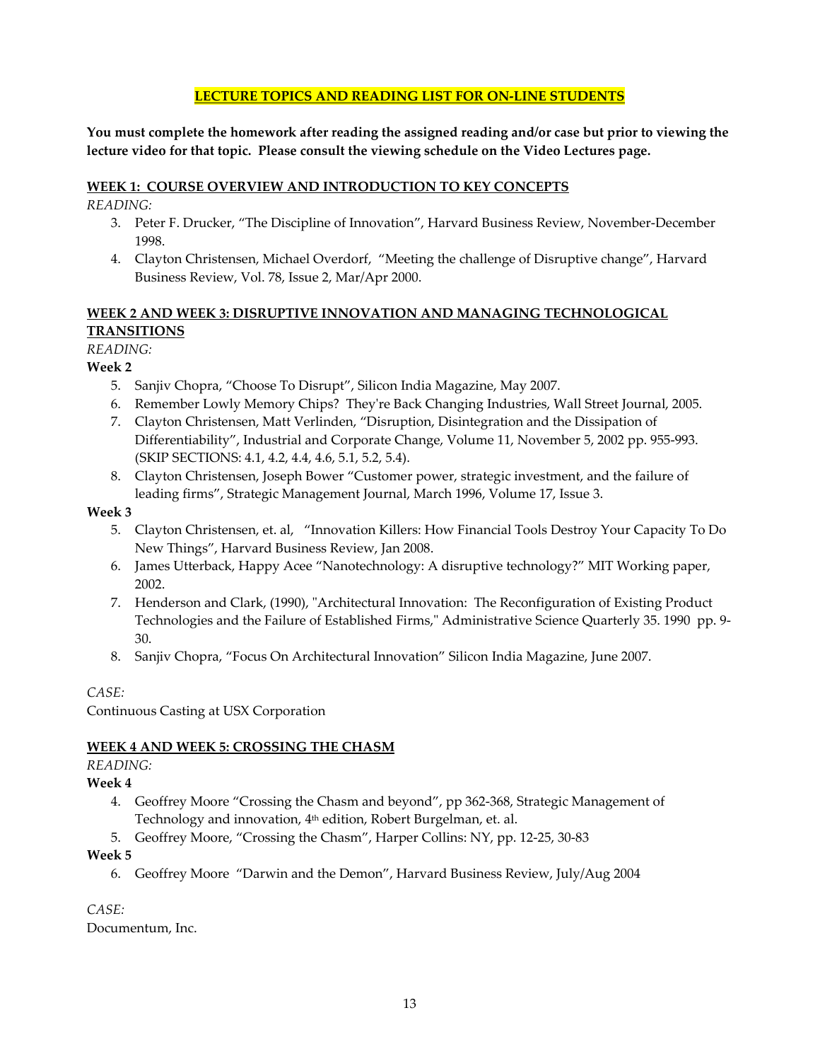## LECTURE TOPICS AND READING LIST FOR ON-LINE STUDENTS

**You must complete the homework after reading the assigned reading and/or case but prior to viewing the lecture video for that topic. Please consult the viewing schedule on the Video Lectures page.**

### WEEK 1: COURSE OVERVIEW AND INTRODUCTION TO KEY CONCEPTS

*READING:*

3. Peter F. Drucker, "The Discipline of Innovation", Harvard Business Review, November-December 1998.
4. Clayton Christensen, Michael Overdorf, "Meeting the challenge of Disruptive change", Harvard Business Review, Vol. 78, Issue 2, Mar/Apr 2000.

### WEEK 2 AND WEEK 3: DISRUPTIVE INNOVATION AND MANAGING TECHNOLOGICAL TRANSITIONS

*READING:*

**Week 2**

5. Sanjiv Chopra, "Choose To Disrupt", Silicon India Magazine, May 2007.
6. Remember Lowly Memory Chips? They're Back Changing Industries, Wall Street Journal, 2005.
7. Clayton Christensen, Matt Verlinden, "Disruption, Disintegration and the Dissipation of Differentiability", Industrial and Corporate Change, Volume 11, November 5, 2002 pp. 955-993. (SKIP SECTIONS: 4.1, 4.2, 4.4, 4.6, 5.1, 5.2, 5.4).
8. Clayton Christensen, Joseph Bower "Customer power, strategic investment, and the failure of leading firms", Strategic Management Journal, March 1996, Volume 17, Issue 3.

**Week 3**

5. Clayton Christensen, et. al, "Innovation Killers: How Financial Tools Destroy Your Capacity To Do New Things", Harvard Business Review, Jan 2008.
6. James Utterback, Happy Acee "Nanotechnology: A disruptive technology?" MIT Working paper, 2002.
7. Henderson and Clark, (1990), "Architectural Innovation: The Reconfiguration of Existing Product Technologies and the Failure of Established Firms," Administrative Science Quarterly 35. 1990 pp. 9-30.
8. Sanjiv Chopra, "Focus On Architectural Innovation" Silicon India Magazine, June 2007.

*CASE:*

Continuous Casting at USX Corporation

### WEEK 4 AND WEEK 5: CROSSING THE CHASM

*READING:*

**Week 4**

4. Geoffrey Moore "Crossing the Chasm and beyond", pp 362-368, Strategic Management of Technology and innovation, 4th edition, Robert Burgelman, et. al.
5. Geoffrey Moore, "Crossing the Chasm", Harper Collins: NY, pp. 12-25, 30-83

**Week 5**

6. Geoffrey Moore "Darwin and the Demon", Harvard Business Review, July/Aug 2004

*CASE:*

Documentum, Inc.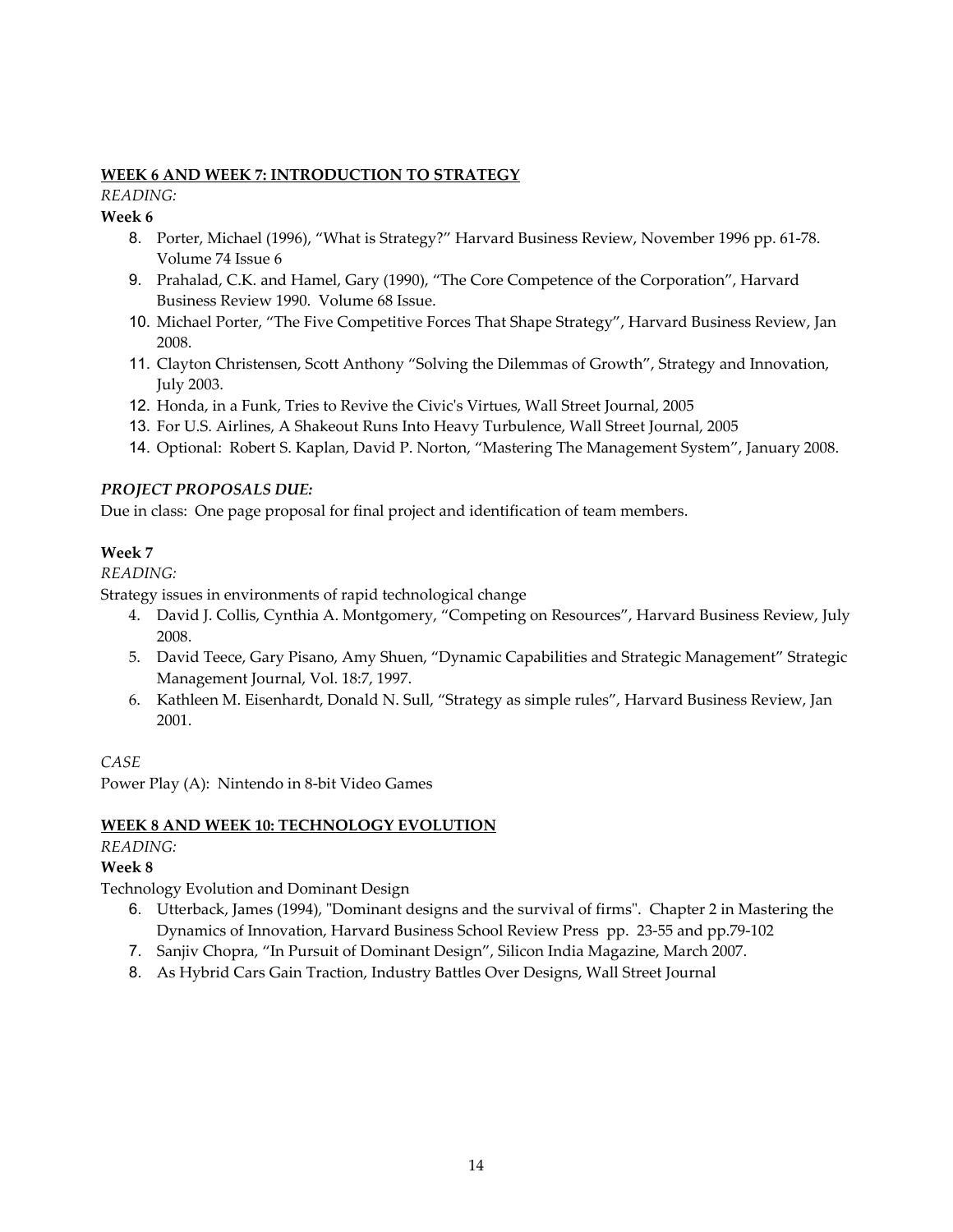**WEEK 6 AND WEEK 7: INTRODUCTION TO STRATEGY**

*READING:*

**Week 6**

8. Porter, Michael (1996), "What is Strategy?" Harvard Business Review, November 1996 pp. 61-78. Volume 74 Issue 6
9. Prahalad, C.K. and Hamel, Gary (1990), "The Core Competence of the Corporation", Harvard Business Review 1990. Volume 68 Issue.
10. Michael Porter, "The Five Competitive Forces That Shape Strategy", Harvard Business Review, Jan 2008.
11. Clayton Christensen, Scott Anthony "Solving the Dilemmas of Growth", Strategy and Innovation, July 2003.
12. Honda, in a Funk, Tries to Revive the Civic's Virtues, Wall Street Journal, 2005
13. For U.S. Airlines, A Shakeout Runs Into Heavy Turbulence, Wall Street Journal, 2005
14. Optional: Robert S. Kaplan, David P. Norton, "Mastering The Management System", January 2008.

***PROJECT PROPOSALS DUE:***

Due in class: One page proposal for final project and identification of team members.

**Week 7**

*READING:*

Strategy issues in environments of rapid technological change

4. David J. Collis, Cynthia A. Montgomery, "Competing on Resources", Harvard Business Review, July 2008.
5. David Teece, Gary Pisano, Amy Shuen, "Dynamic Capabilities and Strategic Management" Strategic Management Journal, Vol. 18:7, 1997.
6. Kathleen M. Eisenhardt, Donald N. Sull, "Strategy as simple rules", Harvard Business Review, Jan 2001.

*CASE*

Power Play (A): Nintendo in 8-bit Video Games

**WEEK 8 AND WEEK 10: TECHNOLOGY EVOLUTION**

*READING:*

**Week 8**

Technology Evolution and Dominant Design

6. Utterback, James (1994), "Dominant designs and the survival of firms". Chapter 2 in Mastering the Dynamics of Innovation, Harvard Business School Review Press pp. 23-55 and pp.79-102
7. Sanjiv Chopra, "In Pursuit of Dominant Design", Silicon India Magazine, March 2007.
8. As Hybrid Cars Gain Traction, Industry Battles Over Designs, Wall Street Journal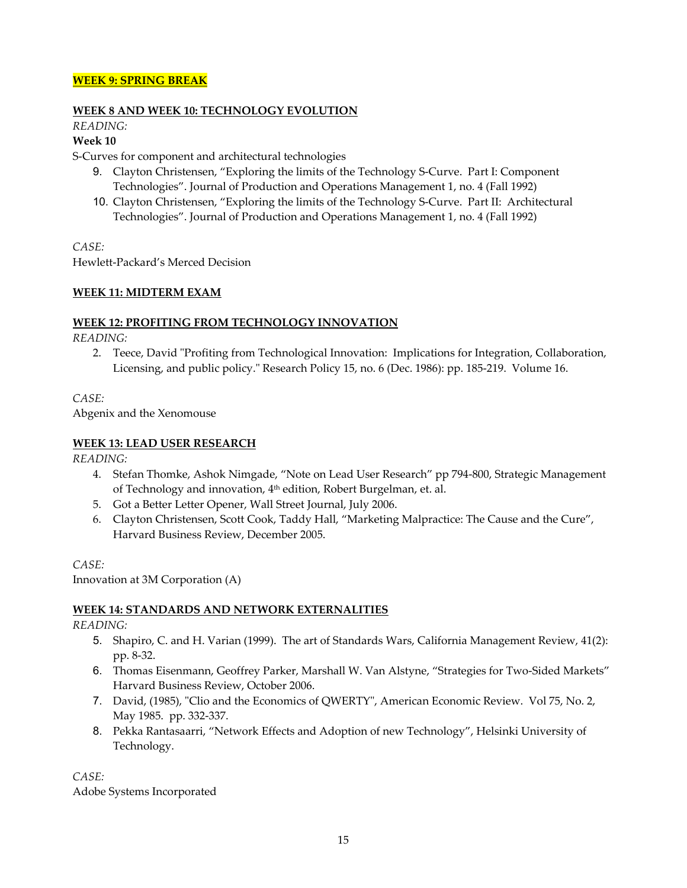**WEEK 9: SPRING BREAK**

**WEEK 8 AND WEEK 10: TECHNOLOGY EVOLUTION**

*READING:*

**Week 10**

S-Curves for component and architectural technologies

9. Clayton Christensen, "Exploring the limits of the Technology S-Curve. Part I: Component Technologies". Journal of Production and Operations Management 1, no. 4 (Fall 1992)
10. Clayton Christensen, "Exploring the limits of the Technology S-Curve. Part II: Architectural Technologies". Journal of Production and Operations Management 1, no. 4 (Fall 1992)

*CASE:*

Hewlett-Packard's Merced Decision

**WEEK 11: MIDTERM EXAM**

**WEEK 12: PROFITING FROM TECHNOLOGY INNOVATION**

*READING:*

2. Teece, David "Profiting from Technological Innovation: Implications for Integration, Collaboration, Licensing, and public policy." Research Policy 15, no. 6 (Dec. 1986): pp. 185-219. Volume 16.

*CASE:*

Abgenix and the Xenomouse

**WEEK 13: LEAD USER RESEARCH**

*READING:*

4. Stefan Thomke, Ashok Nimgade, "Note on Lead User Research" pp 794-800, Strategic Management of Technology and innovation, 4th edition, Robert Burgelman, et. al.
5. Got a Better Letter Opener, Wall Street Journal, July 2006.
6. Clayton Christensen, Scott Cook, Taddy Hall, "Marketing Malpractice: The Cause and the Cure", Harvard Business Review, December 2005.

*CASE:*

Innovation at 3M Corporation (A)

**WEEK 14: STANDARDS AND NETWORK EXTERNALITIES**

*READING:*

5. Shapiro, C. and H. Varian (1999). The art of Standards Wars, California Management Review, 41(2): pp. 8-32.
6. Thomas Eisenmann, Geoffrey Parker, Marshall W. Van Alstyne, "Strategies for Two-Sided Markets" Harvard Business Review, October 2006.
7. David, (1985), "Clio and the Economics of QWERTY", American Economic Review. Vol 75, No. 2, May 1985. pp. 332-337.
8. Pekka Rantasaarri, "Network Effects and Adoption of new Technology", Helsinki University of Technology.

*CASE:*

Adobe Systems Incorporated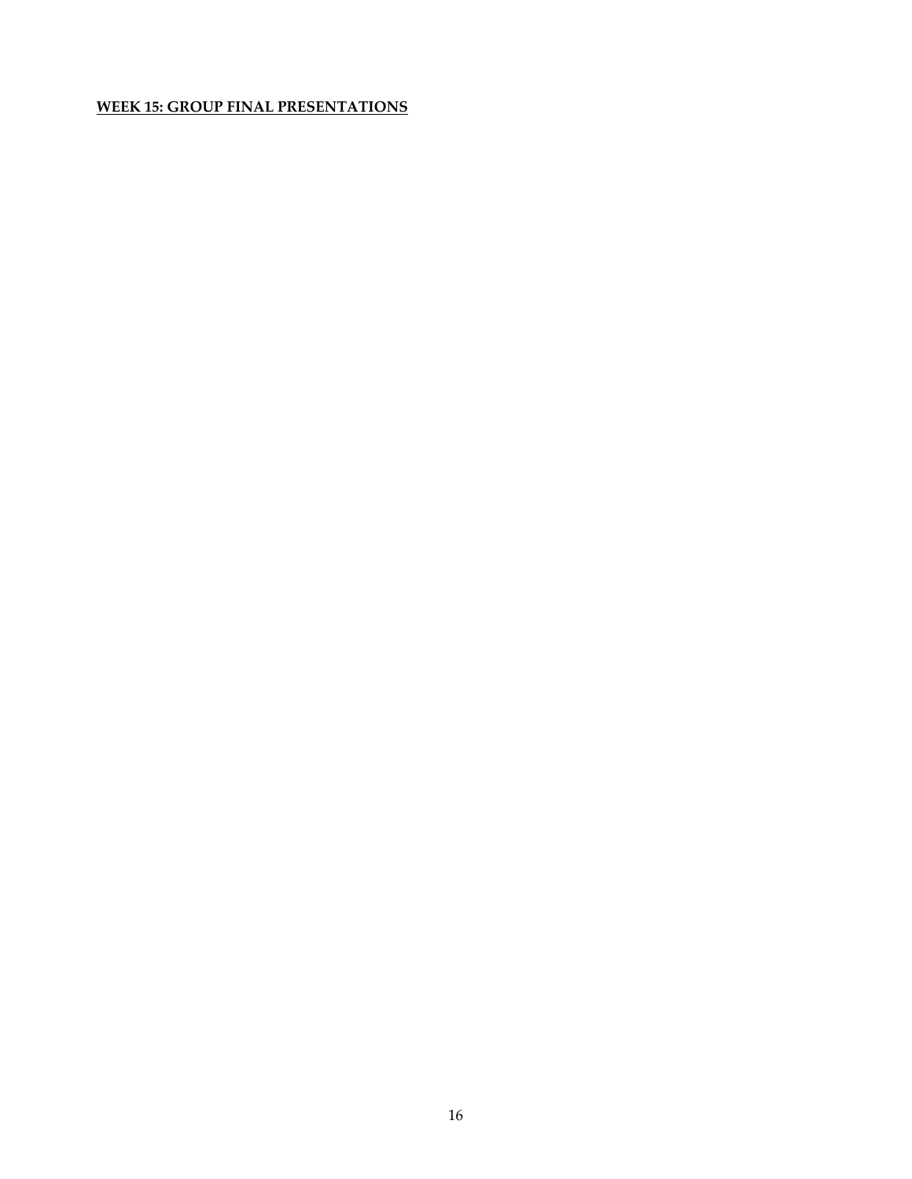**WEEK 15: GROUP FINAL PRESENTATIONS**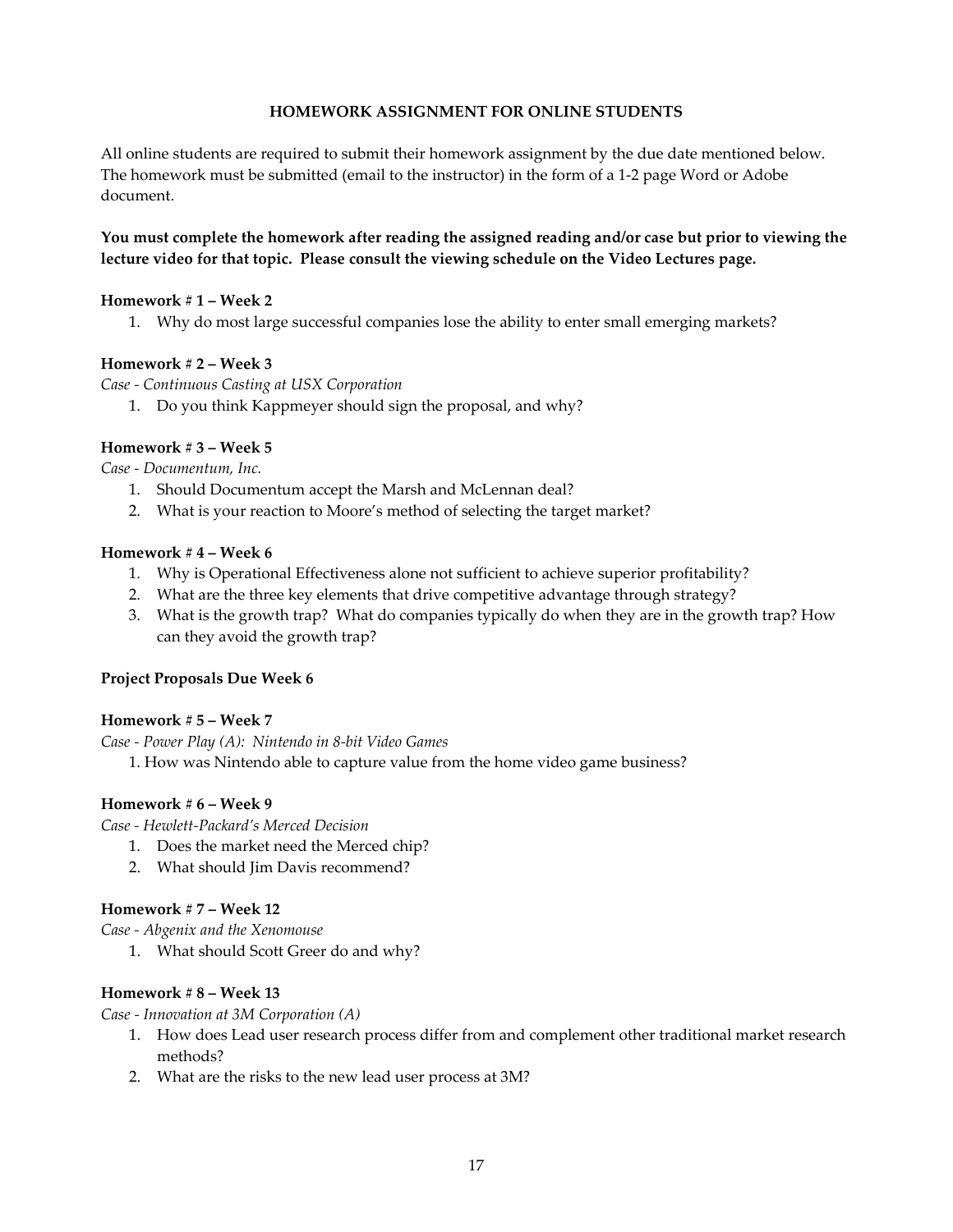**HOMEWORK ASSIGNMENT FOR ONLINE STUDENTS**

All online students are required to submit their homework assignment by the due date mentioned below. The homework must be submitted (email to the instructor) in the form of a 1-2 page Word or Adobe document.

**You must complete the homework after reading the assigned reading and/or case but prior to viewing the lecture video for that topic. Please consult the viewing schedule on the Video Lectures page.**

**Homework # 1 – Week 2**

1. Why do most large successful companies lose the ability to enter small emerging markets?

**Homework # 2 – Week 3**

*Case - Continuous Casting at USX Corporation*

1. Do you think Kappmeyer should sign the proposal, and why?

**Homework # 3 – Week 5**

*Case - Documentum, Inc.*

1. Should Documentum accept the Marsh and McLennan deal?
2. What is your reaction to Moore's method of selecting the target market?

**Homework # 4 – Week 6**

1. Why is Operational Effectiveness alone not sufficient to achieve superior profitability?
2. What are the three key elements that drive competitive advantage through strategy?
3. What is the growth trap? What do companies typically do when they are in the growth trap? How can they avoid the growth trap?

**Project Proposals Due Week 6**

**Homework # 5 – Week 7**

*Case - Power Play (A): Nintendo in 8-bit Video Games*

1. How was Nintendo able to capture value from the home video game business?

**Homework # 6 – Week 9**

*Case - Hewlett-Packard's Merced Decision*

1. Does the market need the Merced chip?
2. What should Jim Davis recommend?

**Homework # 7 – Week 12**

*Case - Abgenix and the Xenomouse*

1. What should Scott Greer do and why?

**Homework # 8 – Week 13**

*Case - Innovation at 3M Corporation (A)*

1. How does Lead user research process differ from and complement other traditional market research methods?
2. What are the risks to the new lead user process at 3M?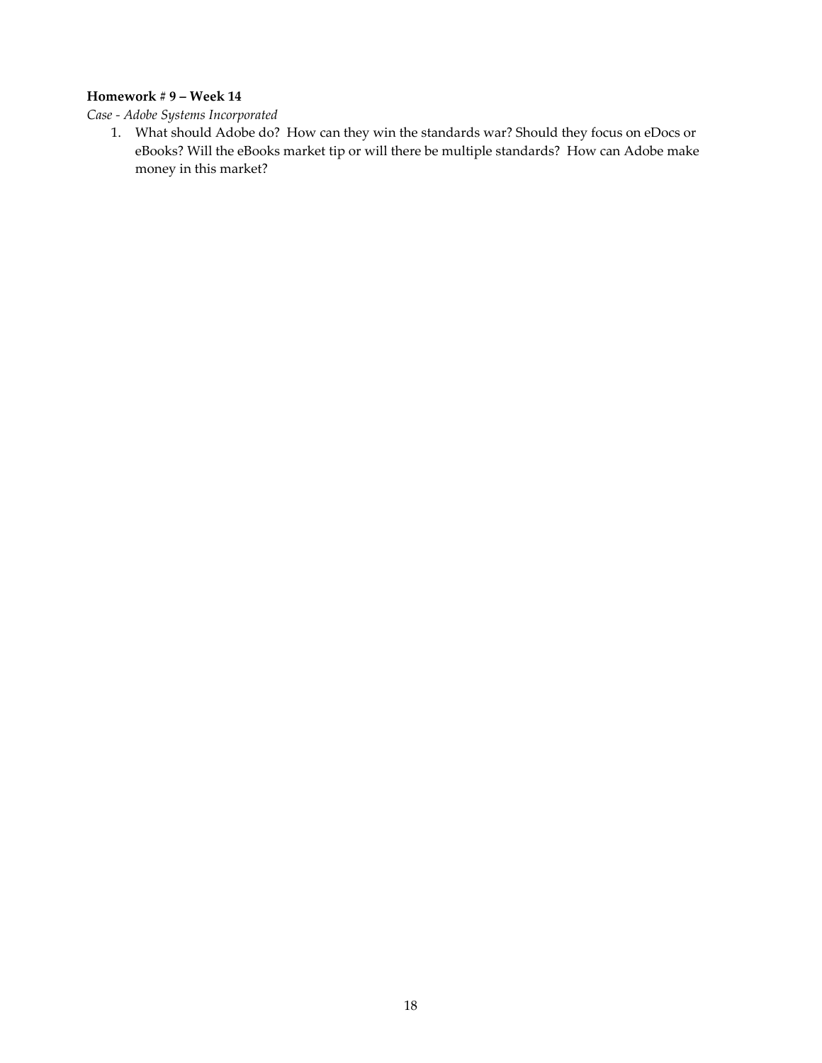**Homework # 9 – Week 14**

*Case - Adobe Systems Incorporated*

1. What should Adobe do? How can they win the standards war? Should they focus on eDocs or eBooks? Will the eBooks market tip or will there be multiple standards? How can Adobe make money in this market?